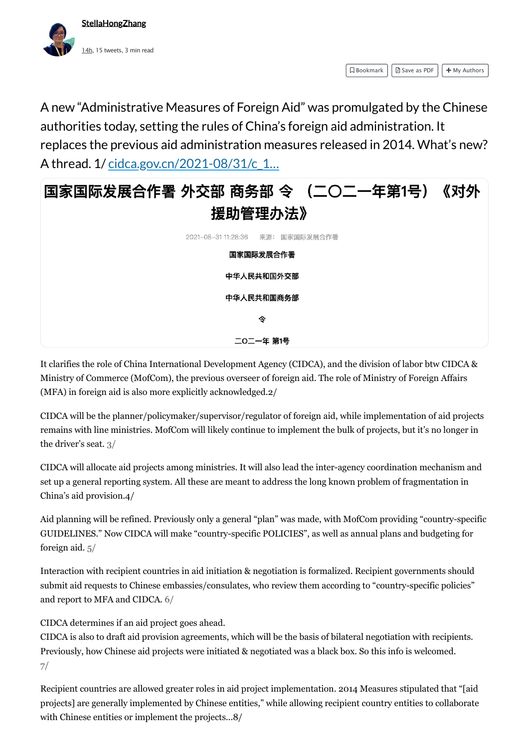StellaHongZhang

14h, 15 tweets, 3 min read

A new "Administrative Measures of Foreign Aid" was promulgated by the Chinese authorities today, setting the rules of China's foreign aid administration. It replaces the previous aid administration measures released in 2014. What's new? A thread. 1/ cidca.gov.cn/2021-08/31/c_1...

# 国家国际发展合作署 外交部 商务部 令 （二〇二一年第1号）《对外援助管理办法》

2021-08-31 11:28:36 来源： 国家国际发展合作署

**国家国际发展合作署**

**中华人民共和国外交部**

**中华人民共和国商务部**

**令**

**二〇二一年 第1号**

It clarifies the role of China International Development Agency (CIDCA), and the division of labor btw CIDCA & Ministry of Commerce (MofCom), the previous overseer of foreign aid. The role of Ministry of Foreign Affairs (MFA) in foreign aid is also more explicitly acknowledged.2/

CIDCA will be the planner/policymaker/supervisor/regulator of foreign aid, while implementation of aid projects remains with line ministries. MofCom will likely continue to implement the bulk of projects, but it's no longer in the driver's seat. 3/

CIDCA will allocate aid projects among ministries. It will also lead the inter-agency coordination mechanism and set up a general reporting system. All these are meant to address the long known problem of fragmentation in China's aid provision.4/

Aid planning will be refined. Previously only a general "plan" was made, with MofCom providing "country-specific GUIDELINES." Now CIDCA will make "country-specific POLICIES", as well as annual plans and budgeting for foreign aid. 5/

Interaction with recipient countries in aid initiation & negotiation is formalized. Recipient governments should submit aid requests to Chinese embassies/consulates, who review them according to "country-specific policies" and report to MFA and CIDCA. 6/

CIDCA determines if an aid project goes ahead.
CIDCA is also to draft aid provision agreements, which will be the basis of bilateral negotiation with recipients. Previously, how Chinese aid projects were initiated & negotiated was a black box. So this info is welcomed.
7/

Recipient countries are allowed greater roles in aid project implementation. 2014 Measures stipulated that "[aid projects] are generally implemented by Chinese entities," while allowing recipient country entities to collaborate with Chinese entities or implement the projects...8/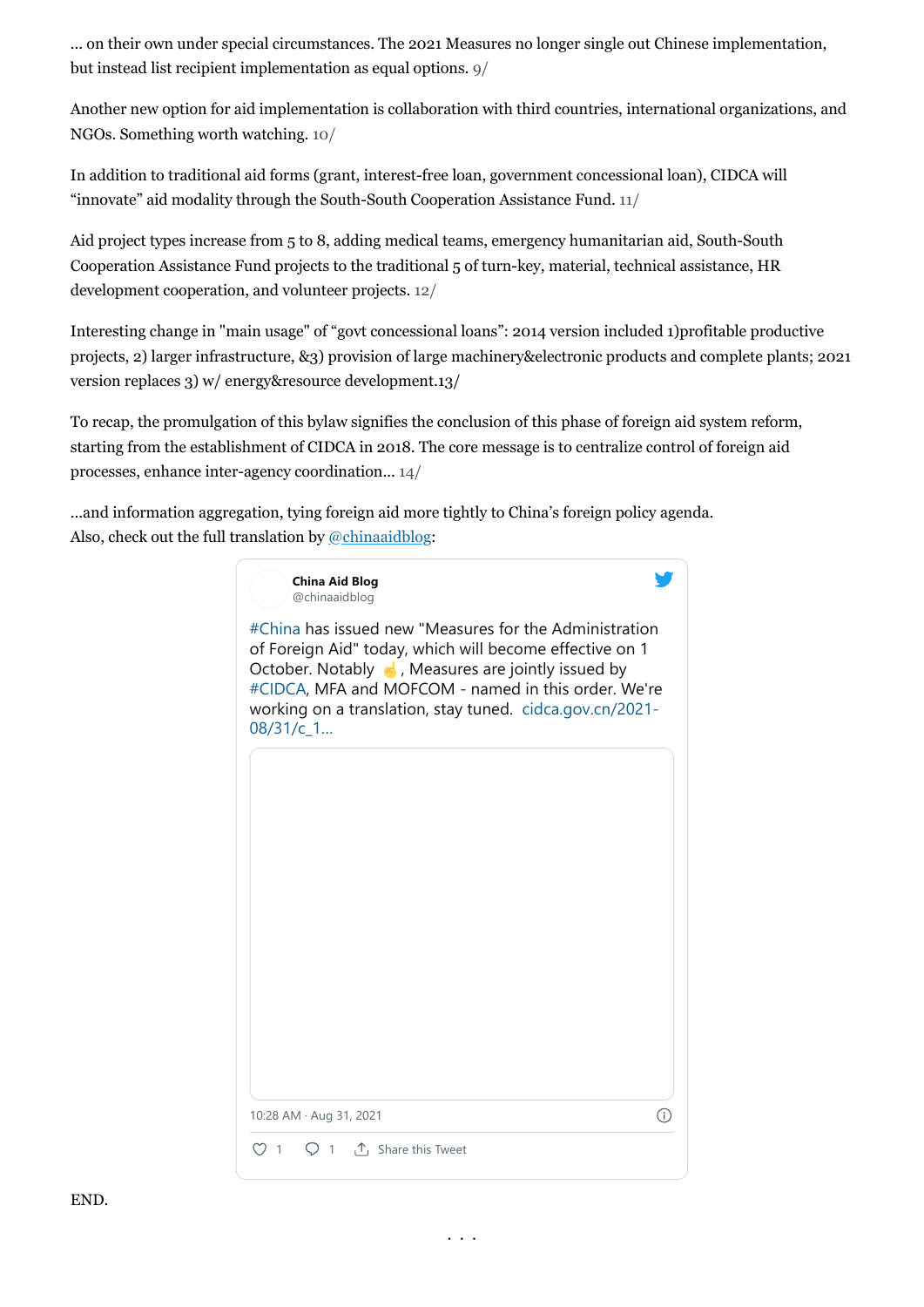... on their own under special circumstances. The 2021 Measures no longer single out Chinese implementation, but instead list recipient implementation as equal options. 9/

Another new option for aid implementation is collaboration with third countries, international organizations, and NGOs. Something worth watching. 10/

In addition to traditional aid forms (grant, interest-free loan, government concessional loan), CIDCA will "innovate" aid modality through the South-South Cooperation Assistance Fund. 11/

Aid project types increase from 5 to 8, adding medical teams, emergency humanitarian aid, South-South Cooperation Assistance Fund projects to the traditional 5 of turn-key, material, technical assistance, HR development cooperation, and volunteer projects. 12/

Interesting change in "main usage" of "govt concessional loans": 2014 version included 1)profitable productive projects, 2) larger infrastructure, &3) provision of large machinery&electronic products and complete plants; 2021 version replaces 3) w/ energy&resource development.13/

To recap, the promulgation of this bylaw signifies the conclusion of this phase of foreign aid system reform, starting from the establishment of CIDCA in 2018. The core message is to centralize control of foreign aid processes, enhance inter-agency coordination... 14/

...and information aggregation, tying foreign aid more tightly to China's foreign policy agenda.
Also, check out the full translation by [@chinaaidblog](https://twitter.com/chinaaidblog):

> **China Aid Blog**
> @chinaaidblog
>
> #China has issued new "Measures for the Administration of Foreign Aid" today, which will become effective on 1 October. Notably ☝, Measures are jointly issued by #CIDCA, MFA and MOFCOM - named in this order. We're working on a translation, stay tuned. cidca.gov.cn/2021-08/31/c_1...
>
> 10:28 AM · Aug 31, 2021
>
> ♡ 1 · 💬 1 · Share this Tweet

END.